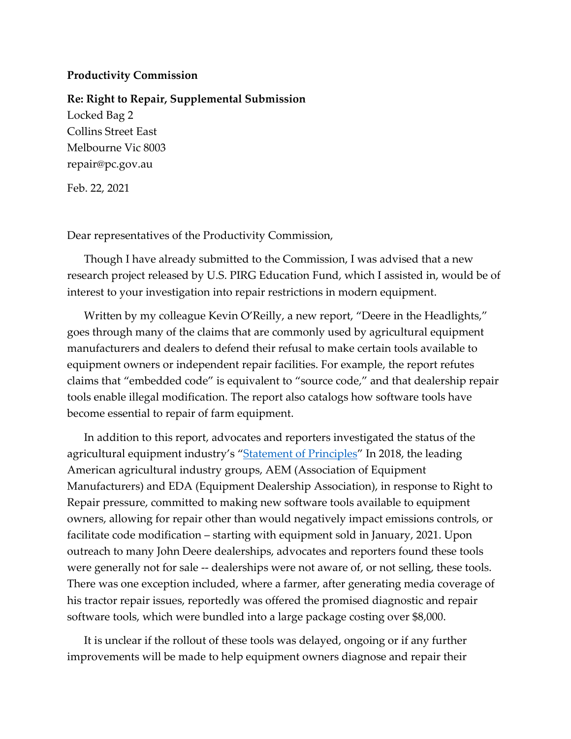**Productivity Commission**

**Re: Right to Repair, Supplemental Submission**
Locked Bag 2
Collins Street East
Melbourne Vic 8003
repair@pc.gov.au

Feb. 22, 2021

Dear representatives of the Productivity Commission,

Though I have already submitted to the Commission, I was advised that a new research project released by U.S. PIRG Education Fund, which I assisted in, would be of interest to your investigation into repair restrictions in modern equipment.

Written by my colleague Kevin O'Reilly, a new report, "Deere in the Headlights," goes through many of the claims that are commonly used by agricultural equipment manufacturers and dealers to defend their refusal to make certain tools available to equipment owners or independent repair facilities. For example, the report refutes claims that "embedded code" is equivalent to "source code," and that dealership repair tools enable illegal modification. The report also catalogs how software tools have become essential to repair of farm equipment.

In addition to this report, advocates and reporters investigated the status of the agricultural equipment industry's "[Statement of Principles]" In 2018, the leading American agricultural industry groups, AEM (Association of Equipment Manufacturers) and EDA (Equipment Dealership Association), in response to Right to Repair pressure, committed to making new software tools available to equipment owners, allowing for repair other than would negatively impact emissions controls, or facilitate code modification – starting with equipment sold in January, 2021. Upon outreach to many John Deere dealerships, advocates and reporters found these tools were generally not for sale -- dealerships were not aware of, or not selling, these tools. There was one exception included, where a farmer, after generating media coverage of his tractor repair issues, reportedly was offered the promised diagnostic and repair software tools, which were bundled into a large package costing over $8,000.

It is unclear if the rollout of these tools was delayed, ongoing or if any further improvements will be made to help equipment owners diagnose and repair their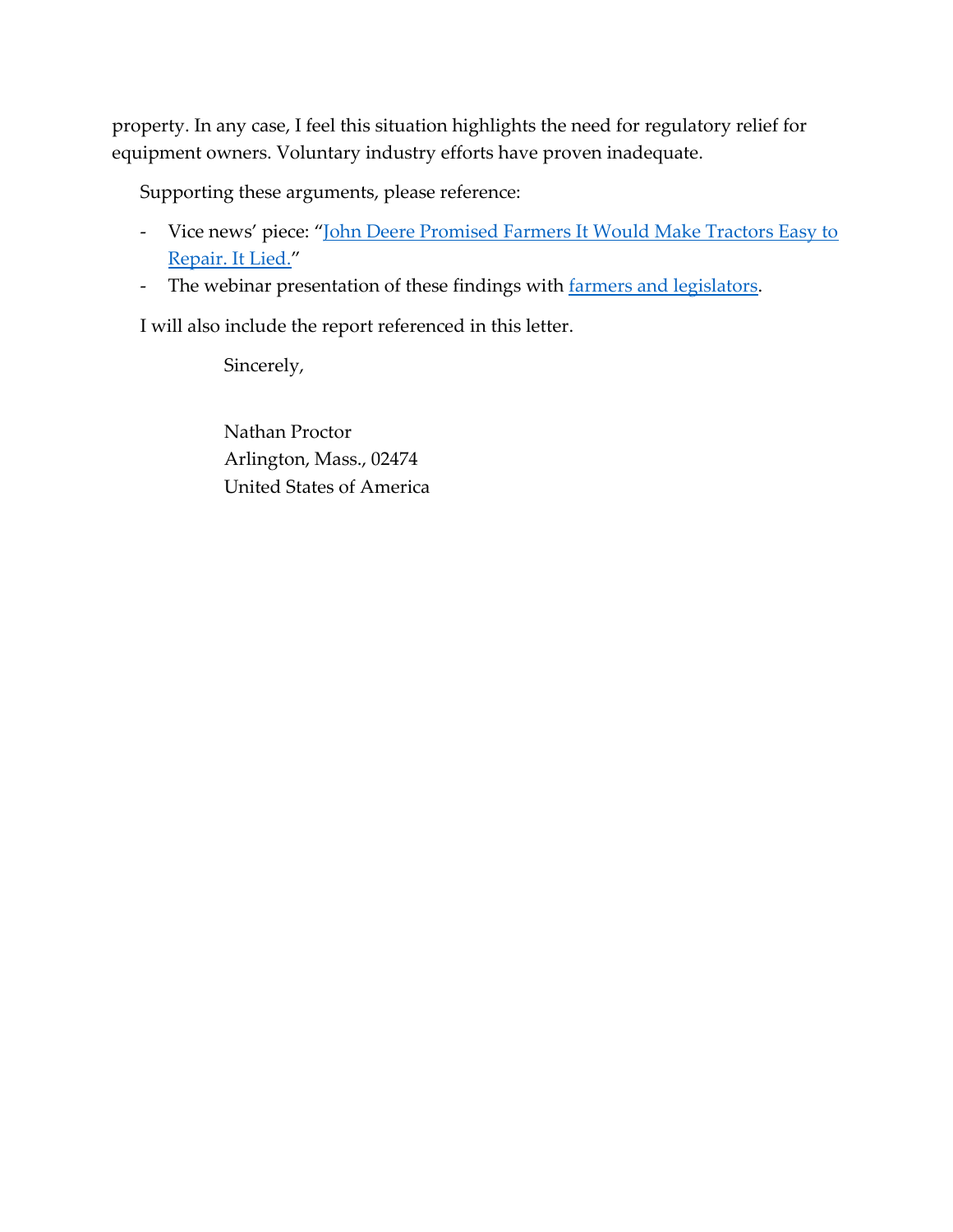property. In any case, I feel this situation highlights the need for regulatory relief for equipment owners. Voluntary industry efforts have proven inadequate.

Supporting these arguments, please reference:

- Vice news' piece: "John Deere Promised Farmers It Would Make Tractors Easy to Repair. It Lied."
- The webinar presentation of these findings with farmers and legislators.

I will also include the report referenced in this letter.

Sincerely,

Nathan Proctor
Arlington, Mass., 02474
United States of America